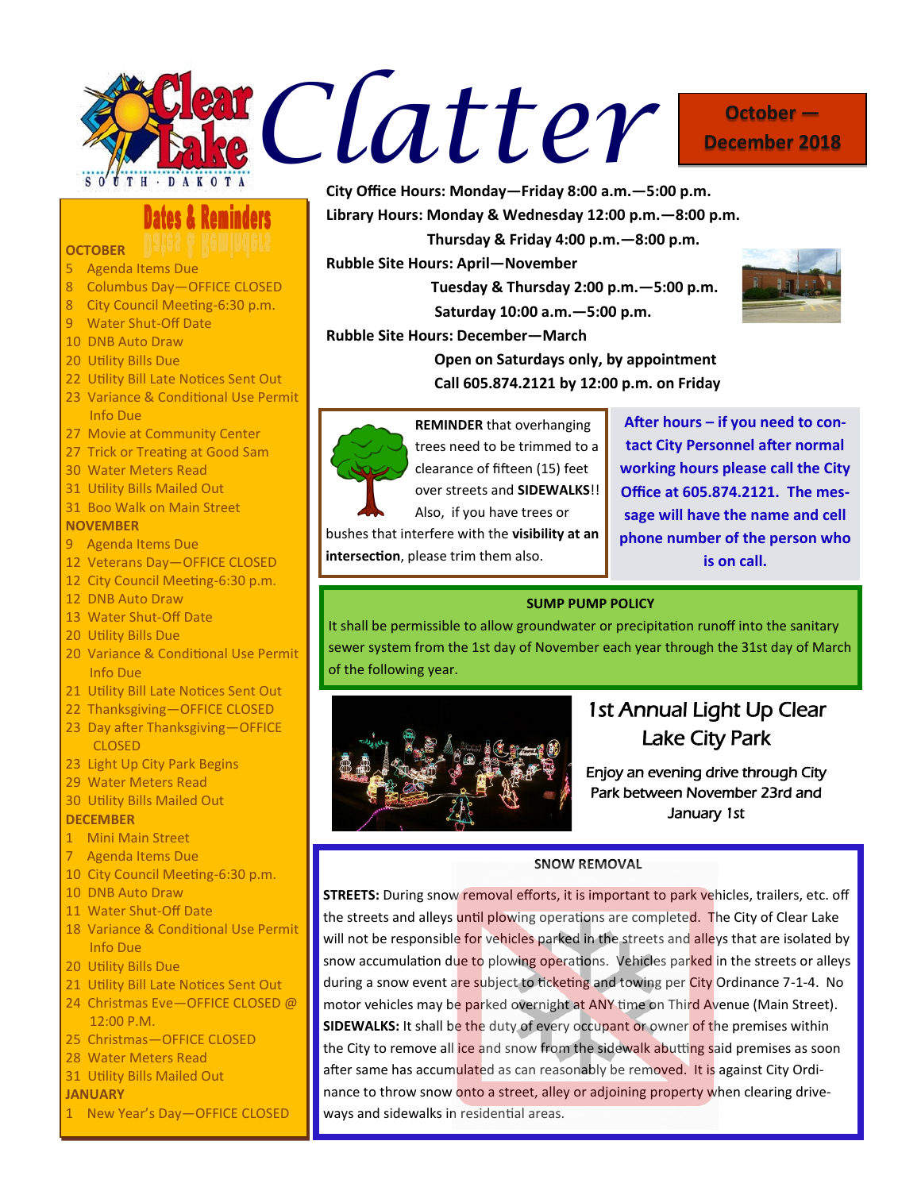# Clear Lake South Dakota Clatter

**October — December 2018**

**City Office Hours: Monday—Friday 8:00 a.m.—5:00 p.m.**

**Library Hours: Monday & Wednesday 12:00 p.m.—8:00 p.m.**
**Thursday & Friday 4:00 p.m.—8:00 p.m.**

**Rubble Site Hours: April—November**
**Tuesday & Thursday 2:00 p.m.—5:00 p.m.**
**Saturday 10:00 a.m.—5:00 p.m.**

**Rubble Site Hours: December—March**
**Open on Saturdays only, by appointment**
**Call 605.874.2121 by 12:00 p.m. on Friday**

## Dates & Reminders

**OCTOBER**

- 5 Agenda Items Due
- 8 Columbus Day—OFFICE CLOSED
- 8 City Council Meeting-6:30 p.m.
- 9 Water Shut-Off Date
- 10 DNB Auto Draw
- 20 Utility Bills Due
- 22 Utility Bill Late Notices Sent Out
- 23 Variance & Conditional Use Permit Info Due
- 27 Movie at Community Center
- 27 Trick or Treating at Good Sam
- 30 Water Meters Read
- 31 Utility Bills Mailed Out
- 31 Boo Walk on Main Street

**NOVEMBER**

- 9 Agenda Items Due
- 12 Veterans Day—OFFICE CLOSED
- 12 City Council Meeting-6:30 p.m.
- 12 DNB Auto Draw
- 13 Water Shut-Off Date
- 20 Utility Bills Due
- 20 Variance & Conditional Use Permit Info Due
- 21 Utility Bill Late Notices Sent Out
- 22 Thanksgiving—OFFICE CLOSED
- 23 Day after Thanksgiving—OFFICE CLOSED
- 23 Light Up City Park Begins
- 29 Water Meters Read
- 30 Utility Bills Mailed Out

**DECEMBER**

- 1 Mini Main Street
- 7 Agenda Items Due
- 10 City Council Meeting-6:30 p.m.
- 10 DNB Auto Draw
- 11 Water Shut-Off Date
- 18 Variance & Conditional Use Permit Info Due
- 20 Utility Bills Due
- 21 Utility Bill Late Notices Sent Out
- 24 Christmas Eve—OFFICE CLOSED @ 12:00 P.M.
- 25 Christmas—OFFICE CLOSED
- 28 Water Meters Read
- 31 Utility Bills Mailed Out

**JANUARY**

- 1 New Year's Day—OFFICE CLOSED

**REMINDER** that overhanging trees need to be trimmed to a clearance of fifteen (15) feet over streets and **SIDEWALKS**!! Also, if you have trees or bushes that interfere with the **visibility at an intersection**, please trim them also.

**After hours – if you need to contact City Personnel after normal working hours please call the City Office at 605.874.2121. The message will have the name and cell phone number of the person who is on call.**

### SUMP PUMP POLICY

It shall be permissible to allow groundwater or precipitation runoff into the sanitary sewer system from the 1st day of November each year through the 31st day of March of the following year.

## 1st Annual Light Up Clear Lake City Park

Enjoy an evening drive through City Park between November 23rd and January 1st

### SNOW REMOVAL

**STREETS:** During snow removal efforts, it is important to park vehicles, trailers, etc. off the streets and alleys until plowing operations are completed. The City of Clear Lake will not be responsible for vehicles parked in the streets and alleys that are isolated by snow accumulation due to plowing operations. Vehicles parked in the streets or alleys during a snow event are subject to ticketing and towing per City Ordinance 7-1-4. No motor vehicles may be parked overnight at ANY time on Third Avenue (Main Street).
**SIDEWALKS:** It shall be the duty of every occupant or owner of the premises within the City to remove all ice and snow from the sidewalk abutting said premises as soon after same has accumulated as can reasonably be removed. It is against City Ordinance to throw snow onto a street, alley or adjoining property when clearing driveways and sidewalks in residential areas.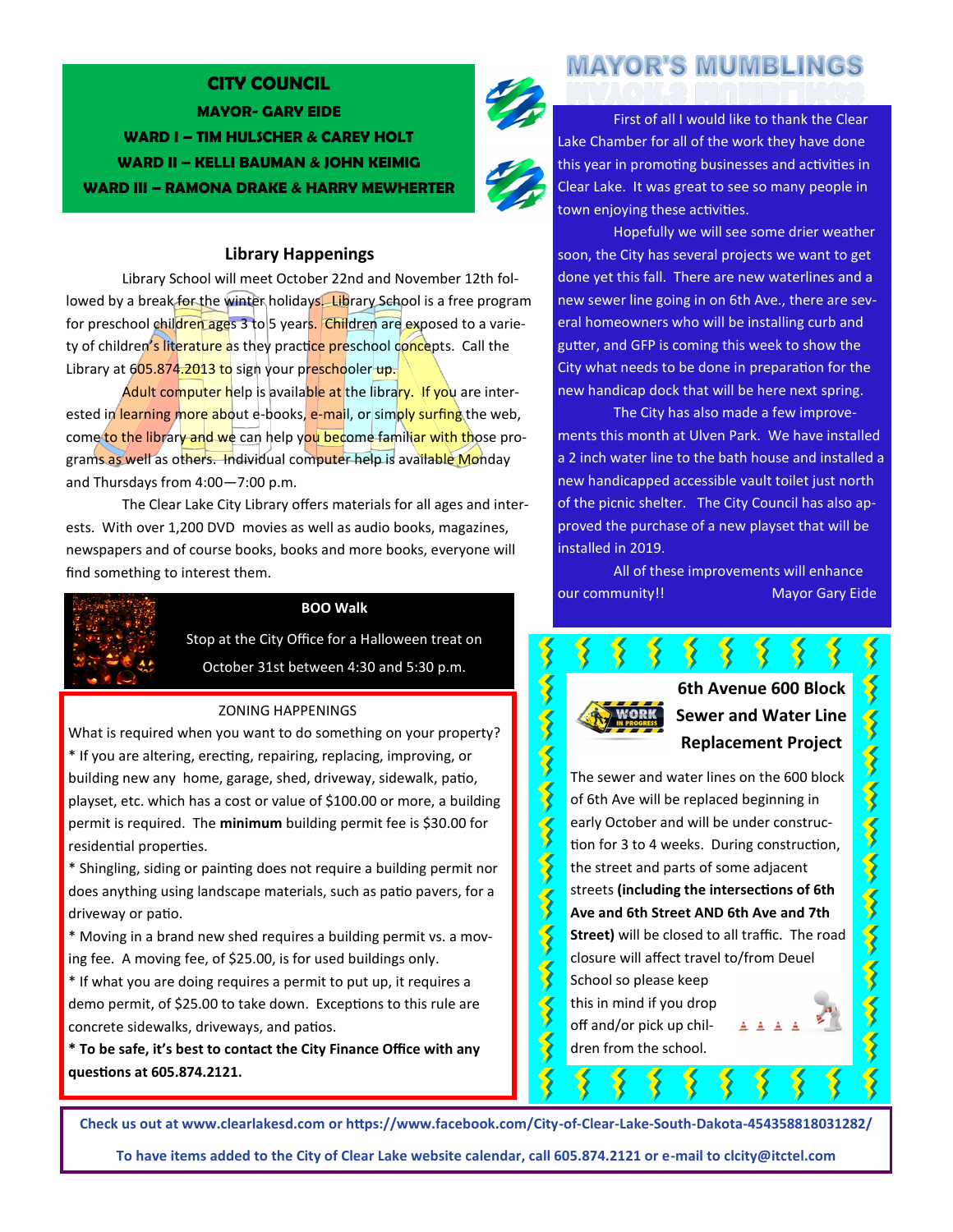## CITY COUNCIL

**MAYOR- GARY EIDE**

**WARD I – TIM HULSCHER & CAREY HOLT**

**WARD II – KELLI BAUMAN & JOHN KEIMIG**

**WARD III – RAMONA DRAKE & HARRY MEWHERTER**

## Library Happenings

Library School will meet October 22nd and November 12th followed by a break for the winter holidays. Library School is a free program for preschool children ages 3 to 5 years. Children are exposed to a variety of children's literature as they practice preschool concepts. Call the Library at 605.874.2013 to sign your preschooler up.

Adult computer help is available at the library. If you are interested in learning more about e-books, e-mail, or simply surfing the web, come to the library and we can help you become familiar with those programs as well as others. Individual computer help is available Monday and Thursdays from 4:00—7:00 p.m.

The Clear Lake City Library offers materials for all ages and interests. With over 1,200 DVD movies as well as audio books, magazines, newspapers and of course books, books and more books, everyone will find something to interest them.

**BOO Walk**

Stop at the City Office for a Halloween treat on October 31st between 4:30 and 5:30 p.m.

### ZONING HAPPENINGS

What is required when you want to do something on your property?

* If you are altering, erecting, repairing, replacing, improving, or building new any home, garage, shed, driveway, sidewalk, patio, playset, etc. which has a cost or value of $100.00 or more, a building permit is required. The **minimum** building permit fee is $30.00 for residential properties.

* Shingling, siding or painting does not require a building permit nor does anything using landscape materials, such as patio pavers, for a driveway or patio.

* Moving in a brand new shed requires a building permit vs. a moving fee. A moving fee, of $25.00, is for used buildings only.

* If what you are doing requires a permit to put up, it requires a demo permit, of $25.00 to take down. Exceptions to this rule are concrete sidewalks, driveways, and patios.

**\* To be safe, it's best to contact the City Finance Office with any questions at 605.874.2121.**

## MAYOR'S MUMBLINGS

First of all I would like to thank the Clear Lake Chamber for all of the work they have done this year in promoting businesses and activities in Clear Lake. It was great to see so many people in town enjoying these activities.

Hopefully we will see some drier weather soon, the City has several projects we want to get done yet this fall. There are new waterlines and a new sewer line going in on 6th Ave., there are several homeowners who will be installing curb and gutter, and GFP is coming this week to show the City what needs to be done in preparation for the new handicap dock that will be here next spring.

The City has also made a few improvements this month at Ulven Park. We have installed a 2 inch water line to the bath house and installed a new handicapped accessible vault toilet just north of the picnic shelter. The City Council has also approved the purchase of a new playset that will be installed in 2019.

All of these improvements will enhance our community!! Mayor Gary Eide

### 6th Avenue 600 Block Sewer and Water Line Replacement Project

The sewer and water lines on the 600 block of 6th Ave will be replaced beginning in early October and will be under construction for 3 to 4 weeks. During construction, the street and parts of some adjacent streets **(including the intersections of 6th Ave and 6th Street AND 6th Ave and 7th Street)** will be closed to all traffic. The road closure will affect travel to/from Deuel School so please keep this in mind if you drop off and/or pick up children from the school.

**Check us out at www.clearlakesd.com or https://www.facebook.com/City-of-Clear-Lake-South-Dakota-454358818031282/**

**To have items added to the City of Clear Lake website calendar, call 605.874.2121 or e-mail to clcity@itctel.com**